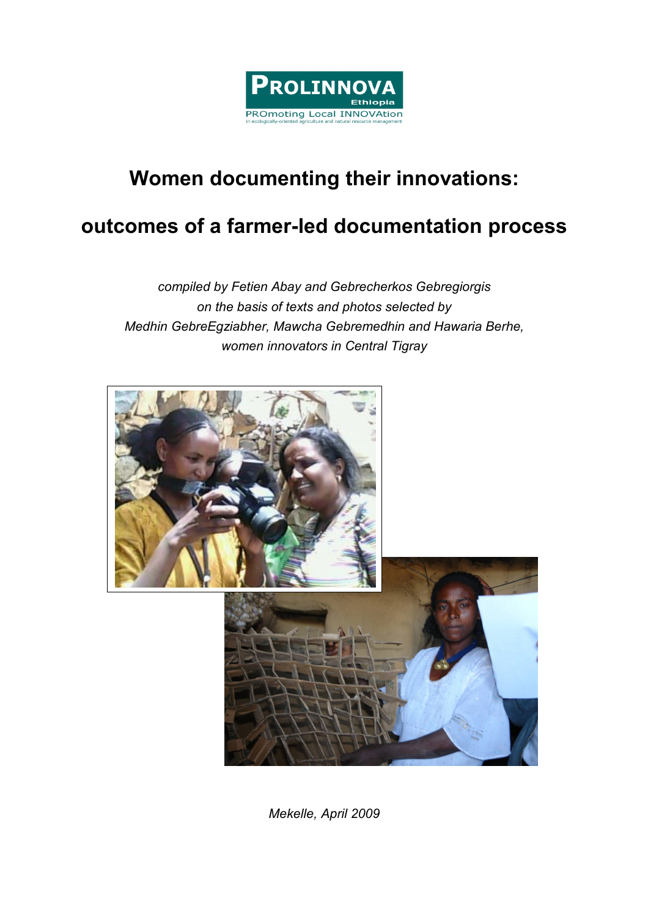PROLINNOVA
Ethiopia
PROmoting Local INNOVAtion
in ecologically-oriented agriculture and natural resource management

# Women documenting their innovations:

# outcomes of a farmer-led documentation process

*compiled by Fetien Abay and Gebrecherkos Gebregiorgis*
*on the basis of texts and photos selected by*
*Medhin GebreEgziabher, Mawcha Gebremedhin and Hawaria Berhe,*
*women innovators in Central Tigray*

*Mekelle, April 2009*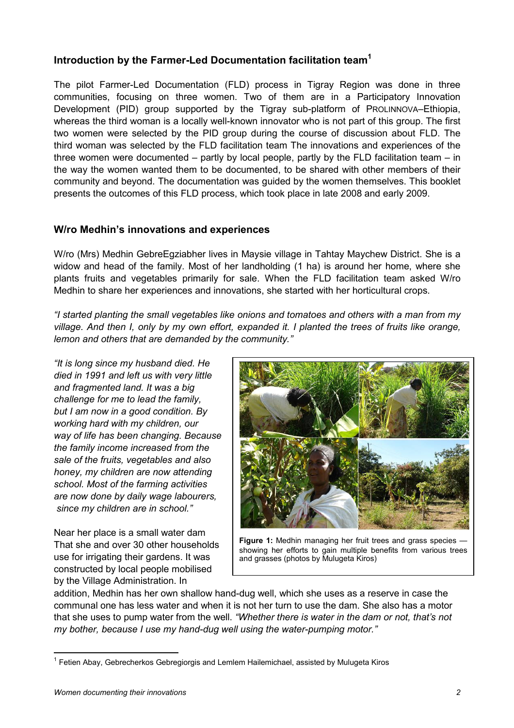## Introduction by the Farmer-Led Documentation facilitation team[1]

The pilot Farmer-Led Documentation (FLD) process in Tigray Region was done in three communities, focusing on three women. Two of them are in a Participatory Innovation Development (PID) group supported by the Tigray sub-platform of PROLINNOVA–Ethiopia, whereas the third woman is a locally well-known innovator who is not part of this group. The first two women were selected by the PID group during the course of discussion about FLD. The third woman was selected by the FLD facilitation team The innovations and experiences of the three women were documented – partly by local people, partly by the FLD facilitation team – in the way the women wanted them to be documented, to be shared with other members of their community and beyond. The documentation was guided by the women themselves. This booklet presents the outcomes of this FLD process, which took place in late 2008 and early 2009.

## W/ro Medhin's innovations and experiences

W/ro (Mrs) Medhin GebreEgziabher lives in Maysie village in Tahtay Maychew District. She is a widow and head of the family. Most of her landholding (1 ha) is around her home, where she plants fruits and vegetables primarily for sale. When the FLD facilitation team asked W/ro Medhin to share her experiences and innovations, she started with her horticultural crops.

*"I started planting the small vegetables like onions and tomatoes and others with a man from my village. And then I, only by my own effort, expanded it. I planted the trees of fruits like orange, lemon and others that are demanded by the community."*

*"It is long since my husband died. He died in 1991 and left us with very little and fragmented land. It was a big challenge for me to lead the family, but I am now in a good condition. By working hard with my children, our way of life has been changing. Because the family income increased from the sale of the fruits, vegetables and also honey, my children are now attending school. Most of the farming activities are now done by daily wage labourers, since my children are in school."*

**Figure 1:** Medhin managing her fruit trees and grass species — showing her efforts to gain multiple benefits from various trees and grasses (photos by Mulugeta Kiros)

Near her place is a small water dam That she and over 30 other households use for irrigating their gardens. It was constructed by local people mobilised by the Village Administration. In addition, Medhin has her own shallow hand-dug well, which she uses as a reserve in case the communal one has less water and when it is not her turn to use the dam. She also has a motor that she uses to pump water from the well. *"Whether there is water in the dam or not, that's not my bother, because I use my hand-dug well using the water-pumping motor."*

[1] Fetien Abay, Gebrecherkos Gebregiorgis and Lemlem Hailemichael, assisted by Mulugeta Kiros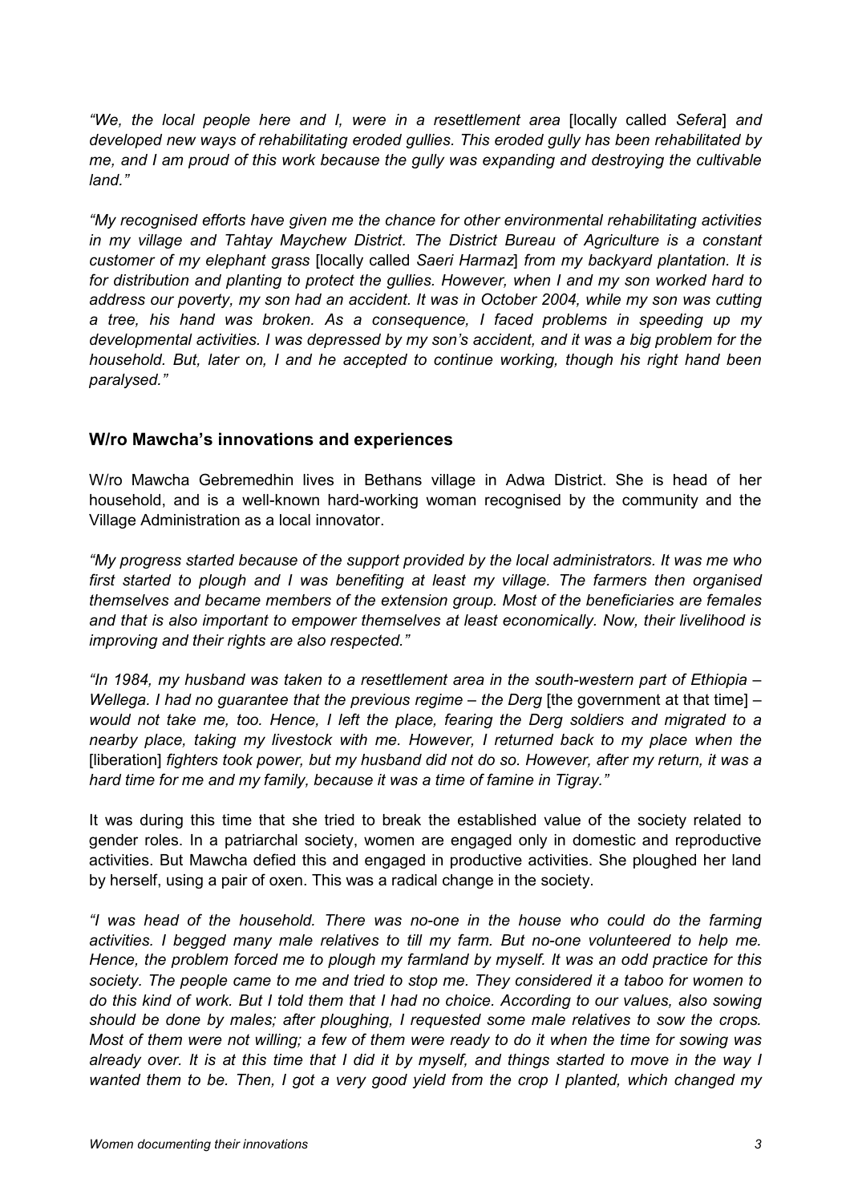*"We, the local people here and I, were in a resettlement area* [locally called *Sefera*] *and developed new ways of rehabilitating eroded gullies. This eroded gully has been rehabilitated by me, and I am proud of this work because the gully was expanding and destroying the cultivable land."*

*"My recognised efforts have given me the chance for other environmental rehabilitating activities in my village and Tahtay Maychew District. The District Bureau of Agriculture is a constant customer of my elephant grass* [locally called *Saeri Harmaz*] *from my backyard plantation. It is for distribution and planting to protect the gullies. However, when I and my son worked hard to address our poverty, my son had an accident. It was in October 2004, while my son was cutting a tree, his hand was broken. As a consequence, I faced problems in speeding up my developmental activities. I was depressed by my son's accident, and it was a big problem for the household. But, later on, I and he accepted to continue working, though his right hand been paralysed."*

## W/ro Mawcha's innovations and experiences

W/ro Mawcha Gebremedhin lives in Bethans village in Adwa District. She is head of her household, and is a well-known hard-working woman recognised by the community and the Village Administration as a local innovator.

*"My progress started because of the support provided by the local administrators. It was me who first started to plough and I was benefiting at least my village. The farmers then organised themselves and became members of the extension group. Most of the beneficiaries are females and that is also important to empower themselves at least economically. Now, their livelihood is improving and their rights are also respected."*

*"In 1984, my husband was taken to a resettlement area in the south-western part of Ethiopia – Wellega. I had no guarantee that the previous regime – the Derg* [the government at that time] *– would not take me, too. Hence, I left the place, fearing the Derg soldiers and migrated to a nearby place, taking my livestock with me. However, I returned back to my place when the* [liberation] *fighters took power, but my husband did not do so. However, after my return, it was a hard time for me and my family, because it was a time of famine in Tigray."*

It was during this time that she tried to break the established value of the society related to gender roles. In a patriarchal society, women are engaged only in domestic and reproductive activities. But Mawcha defied this and engaged in productive activities. She ploughed her land by herself, using a pair of oxen. This was a radical change in the society.

*"I was head of the household. There was no-one in the house who could do the farming activities. I begged many male relatives to till my farm. But no-one volunteered to help me. Hence, the problem forced me to plough my farmland by myself. It was an odd practice for this society. The people came to me and tried to stop me. They considered it a taboo for women to do this kind of work. But I told them that I had no choice. According to our values, also sowing should be done by males; after ploughing, I requested some male relatives to sow the crops. Most of them were not willing; a few of them were ready to do it when the time for sowing was already over. It is at this time that I did it by myself, and things started to move in the way I wanted them to be. Then, I got a very good yield from the crop I planted, which changed my*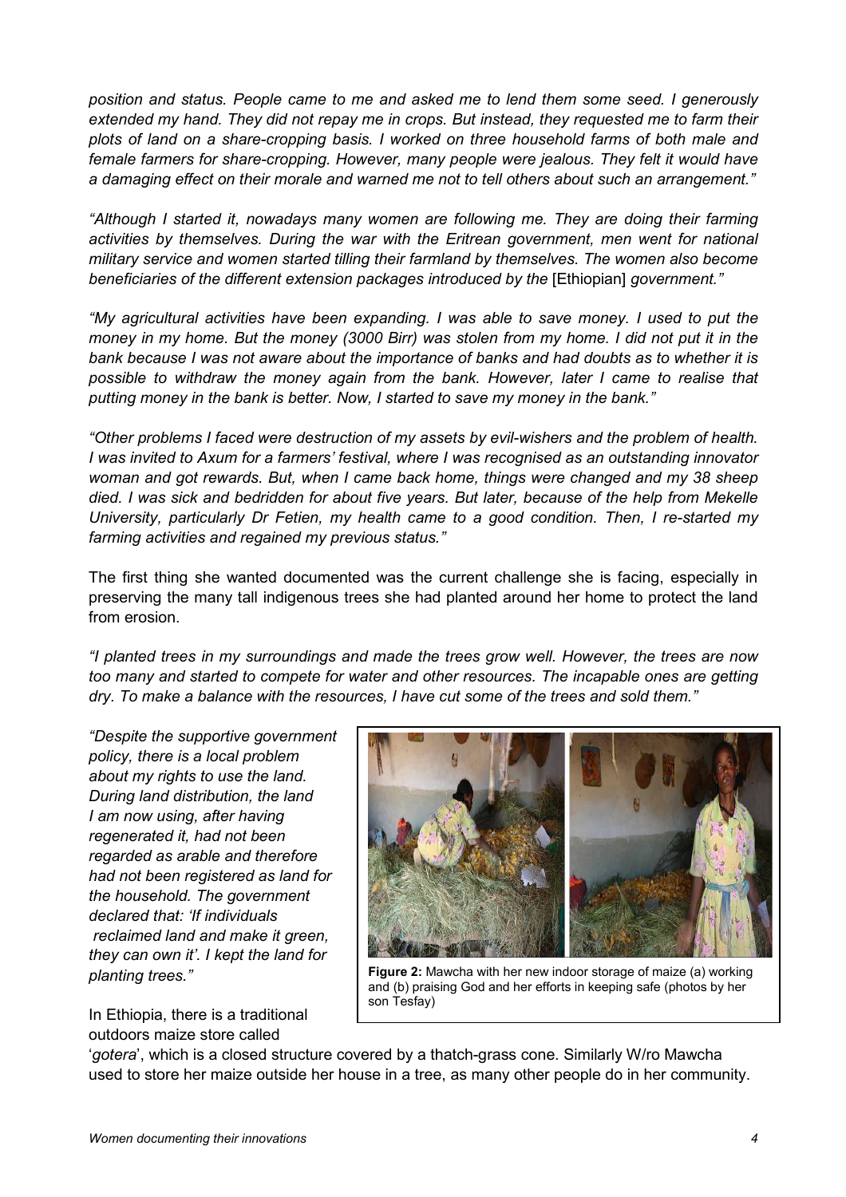*position and status. People came to me and asked me to lend them some seed. I generously extended my hand. They did not repay me in crops. But instead, they requested me to farm their plots of land on a share-cropping basis. I worked on three household farms of both male and female farmers for share-cropping. However, many people were jealous. They felt it would have a damaging effect on their morale and warned me not to tell others about such an arrangement."*

*"Although I started it, nowadays many women are following me. They are doing their farming activities by themselves. During the war with the Eritrean government, men went for national military service and women started tilling their farmland by themselves. The women also become beneficiaries of the different extension packages introduced by the* [Ethiopian] *government."*

*"My agricultural activities have been expanding. I was able to save money. I used to put the money in my home. But the money (3000 Birr) was stolen from my home. I did not put it in the bank because I was not aware about the importance of banks and had doubts as to whether it is possible to withdraw the money again from the bank. However, later I came to realise that putting money in the bank is better. Now, I started to save my money in the bank."*

*"Other problems I faced were destruction of my assets by evil-wishers and the problem of health. I was invited to Axum for a farmers' festival, where I was recognised as an outstanding innovator woman and got rewards. But, when I came back home, things were changed and my 38 sheep died. I was sick and bedridden for about five years. But later, because of the help from Mekelle University, particularly Dr Fetien, my health came to a good condition. Then, I re-started my farming activities and regained my previous status."*

The first thing she wanted documented was the current challenge she is facing, especially in preserving the many tall indigenous trees she had planted around her home to protect the land from erosion.

*"I planted trees in my surroundings and made the trees grow well. However, the trees are now too many and started to compete for water and other resources. The incapable ones are getting dry. To make a balance with the resources, I have cut some of the trees and sold them."*

*"Despite the supportive government policy, there is a local problem about my rights to use the land. During land distribution, the land I am now using, after having regenerated it, had not been regarded as arable and therefore had not been registered as land for the household. The government declared that: 'If individuals reclaimed land and make it green, they can own it'. I kept the land for planting trees."*

**Figure 2:** Mawcha with her new indoor storage of maize (a) working and (b) praising God and her efforts in keeping safe (photos by her son Tesfay)

In Ethiopia, there is a traditional outdoors maize store called '*gotera*', which is a closed structure covered by a thatch-grass cone. Similarly W/ro Mawcha used to store her maize outside her house in a tree, as many other people do in her community.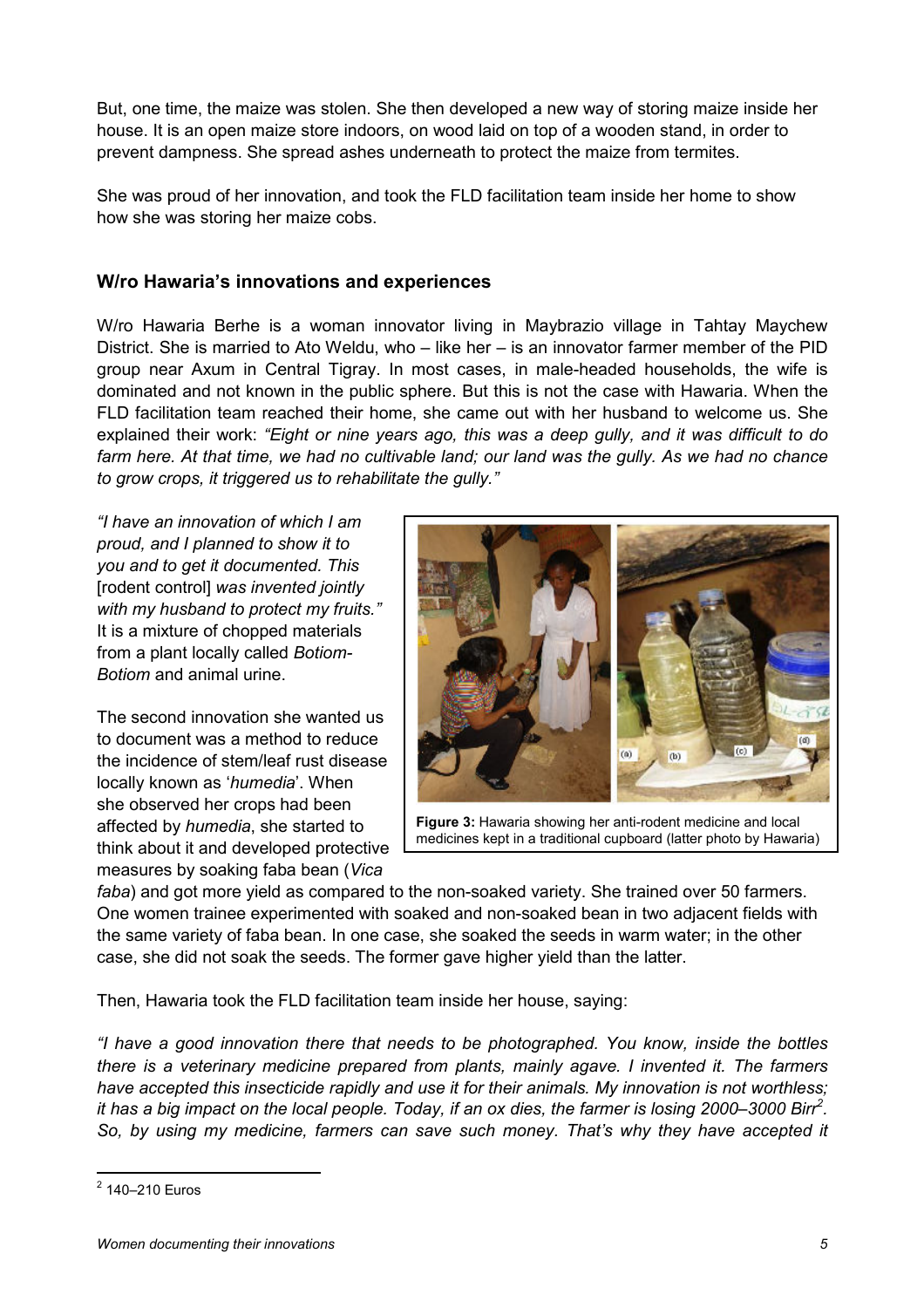But, one time, the maize was stolen. She then developed a new way of storing maize inside her house. It is an open maize store indoors, on wood laid on top of a wooden stand, in order to prevent dampness. She spread ashes underneath to protect the maize from termites.

She was proud of her innovation, and took the FLD facilitation team inside her home to show how she was storing her maize cobs.

## W/ro Hawaria's innovations and experiences

W/ro Hawaria Berhe is a woman innovator living in Maybrazio village in Tahtay Maychew District. She is married to Ato Weldu, who – like her – is an innovator farmer member of the PID group near Axum in Central Tigray. In most cases, in male-headed households, the wife is dominated and not known in the public sphere. But this is not the case with Hawaria. When the FLD facilitation team reached their home, she came out with her husband to welcome us. She explained their work: *"Eight or nine years ago, this was a deep gully, and it was difficult to do farm here. At that time, we had no cultivable land; our land was the gully. As we had no chance to grow crops, it triggered us to rehabilitate the gully."*

*"I have an innovation of which I am proud, and I planned to show it to you and to get it documented. This* [rodent control] *was invented jointly with my husband to protect my fruits."* It is a mixture of chopped materials from a plant locally called *Botiom-Botiom* and animal urine.

**Figure 3:** Hawaria showing her anti-rodent medicine and local medicines kept in a traditional cupboard (latter photo by Hawaria)

The second innovation she wanted us to document was a method to reduce the incidence of stem/leaf rust disease locally known as '*humedia*'. When she observed her crops had been affected by *humedia*, she started to think about it and developed protective measures by soaking faba bean (*Vica faba*) and got more yield as compared to the non-soaked variety. She trained over 50 farmers. One women trainee experimented with soaked and non-soaked bean in two adjacent fields with the same variety of faba bean. In one case, she soaked the seeds in warm water; in the other case, she did not soak the seeds. The former gave higher yield than the latter.

Then, Hawaria took the FLD facilitation team inside her house, saying:

*"I have a good innovation there that needs to be photographed. You know, inside the bottles there is a veterinary medicine prepared from plants, mainly agave. I invented it. The farmers have accepted this insecticide rapidly and use it for their animals. My innovation is not worthless; it has a big impact on the local people. Today, if an ox dies, the farmer is losing 2000–3000 Birr[2]. So, by using my medicine, farmers can save such money. That's why they have accepted it*

[2] 140–210 Euros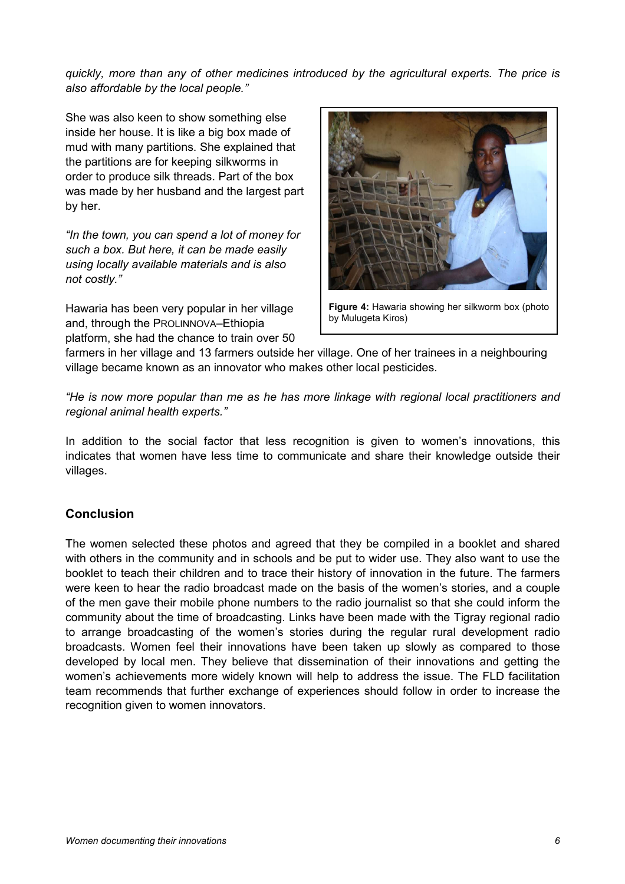*quickly, more than any of other medicines introduced by the agricultural experts. The price is also affordable by the local people."*

She was also keen to show something else inside her house. It is like a big box made of mud with many partitions. She explained that the partitions are for keeping silkworms in order to produce silk threads. Part of the box was made by her husband and the largest part by her.

*"In the town, you can spend a lot of money for such a box. But here, it can be made easily using locally available materials and is also not costly."*

**Figure 4:** Hawaria showing her silkworm box (photo by Mulugeta Kiros)

Hawaria has been very popular in her village and, through the PROLINNOVA–Ethiopia platform, she had the chance to train over 50 farmers in her village and 13 farmers outside her village. One of her trainees in a neighbouring village became known as an innovator who makes other local pesticides.

*"He is now more popular than me as he has more linkage with regional local practitioners and regional animal health experts."*

In addition to the social factor that less recognition is given to women's innovations, this indicates that women have less time to communicate and share their knowledge outside their villages.

## Conclusion

The women selected these photos and agreed that they be compiled in a booklet and shared with others in the community and in schools and be put to wider use. They also want to use the booklet to teach their children and to trace their history of innovation in the future. The farmers were keen to hear the radio broadcast made on the basis of the women's stories, and a couple of the men gave their mobile phone numbers to the radio journalist so that she could inform the community about the time of broadcasting. Links have been made with the Tigray regional radio to arrange broadcasting of the women's stories during the regular rural development radio broadcasts. Women feel their innovations have been taken up slowly as compared to those developed by local men. They believe that dissemination of their innovations and getting the women's achievements more widely known will help to address the issue. The FLD facilitation team recommends that further exchange of experiences should follow in order to increase the recognition given to women innovators.